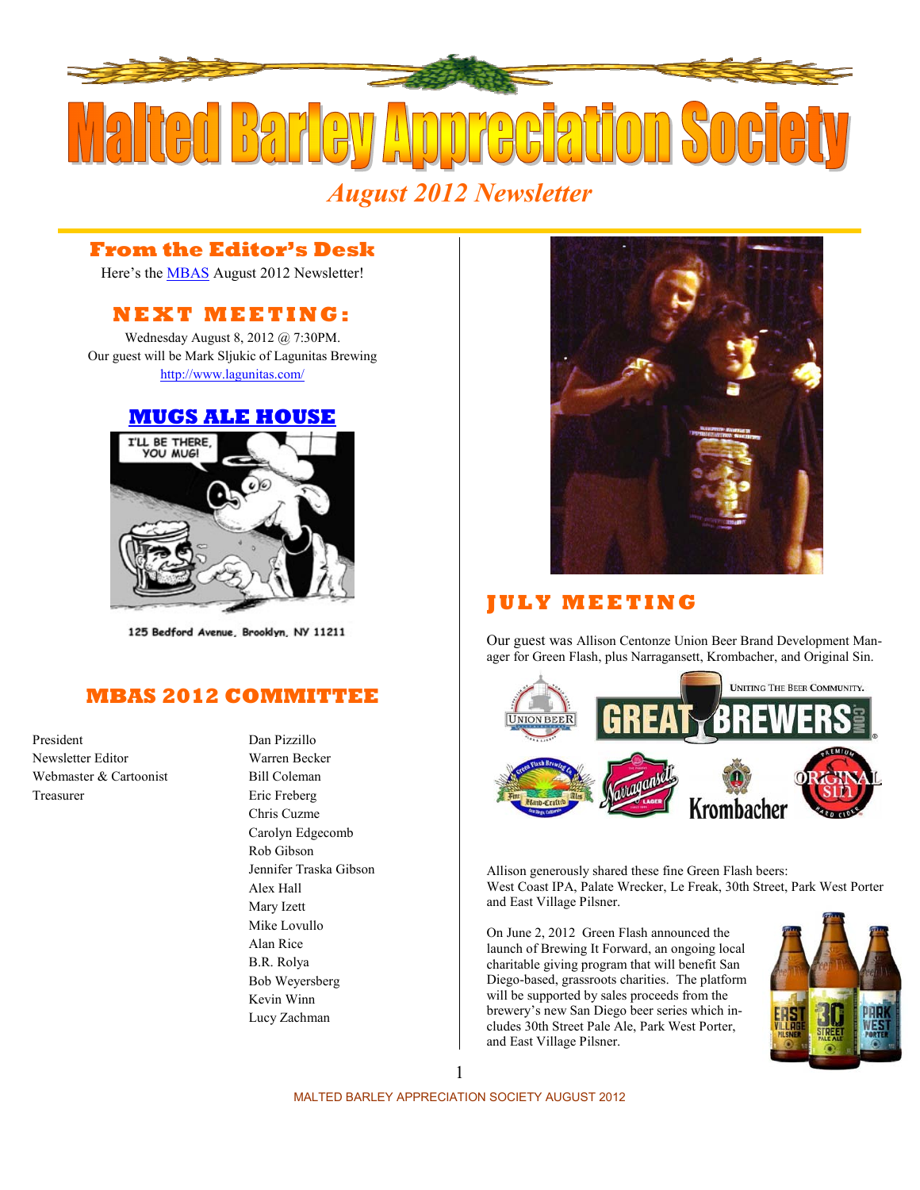# Malted Barley Appreciation Society

*August 2012 Newsletter*

## From the Editor's Desk

Here's the MBAS August 2012 Newsletter!

## NEXT MEETING:

Wednesday August 8, 2012 @ 7:30PM.
Our guest will be Mark Sljukic of Lagunitas Brewing
http://www.lagunitas.com/

## MUGS ALE HOUSE

125 Bedford Avenue. Brooklyn. NY 11211

## MBAS 2012 COMMITTEE

| | |
|---|---|
| President | Dan Pizzillo |
| Newsletter Editor | Warren Becker |
| Webmaster & Cartoonist | Bill Coleman |
| Treasurer | Eric Freberg |
| | Chris Cuzme |
| | Carolyn Edgecomb |
| | Rob Gibson |
| | Jennifer Traska Gibson |
| | Alex Hall |
| | Mary Izett |
| | Mike Lovullo |
| | Alan Rice |
| | B.R. Rolya |
| | Bob Weyersberg |
| | Kevin Winn |
| | Lucy Zachman |

## JULY MEETING

Our guest was Allison Centonze Union Beer Brand Development Manager for Green Flash, plus Narragansett, Krombacher, and Original Sin.

Allison generously shared these fine Green Flash beers:
West Coast IPA, Palate Wrecker, Le Freak, 30th Street, Park West Porter and East Village Pilsner.

On June 2, 2012 Green Flash announced the launch of Brewing It Forward, an ongoing local charitable giving program that will benefit San Diego-based, grassroots charities. The platform will be supported by sales proceeds from the brewery's new San Diego beer series which includes 30th Street Pale Ale, Park West Porter, and East Village Pilsner.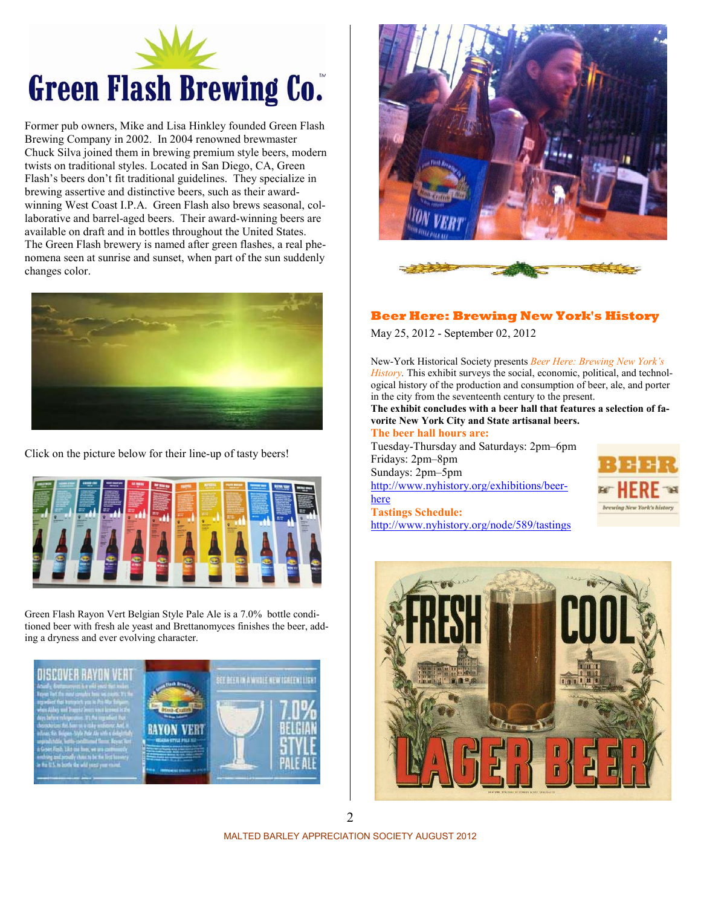# Green Flash Brewing Co.

Former pub owners, Mike and Lisa Hinkley founded Green Flash Brewing Company in 2002. In 2004 renowned brewmaster Chuck Silva joined them in brewing premium style beers, modern twists on traditional styles. Located in San Diego, CA, Green Flash's beers don't fit traditional guidelines. They specialize in brewing assertive and distinctive beers, such as their award-winning West Coast I.P.A. Green Flash also brews seasonal, collaborative and barrel-aged beers. Their award-winning beers are available on draft and in bottles throughout the United States. The Green Flash brewery is named after green flashes, a real phenomena seen at sunrise and sunset, when part of the sun suddenly changes color.

Click on the picture below for their line-up of tasty beers!

Green Flash Rayon Vert Belgian Style Pale Ale is a 7.0% bottle conditioned beer with fresh ale yeast and Brettanomyces finishes the beer, adding a dryness and ever evolving character.

## Beer Here: Brewing New York's History

May 25, 2012 - September 02, 2012

New-York Historical Society presents *Beer Here: Brewing New York's History.* This exhibit surveys the social, economic, political, and technological history of the production and consumption of beer, ale, and porter in the city from the seventeenth century to the present.

**The exhibit concludes with a beer hall that features a selection of favorite New York City and State artisanal beers.**

**The beer hall hours are:**

Tuesday-Thursday and Saturdays: 2pm–6pm
Fridays: 2pm–8pm
Sundays: 2pm–5pm
http://www.nyhistory.org/exhibitions/beer-here

**Tastings Schedule:**
http://www.nyhistory.org/node/589/tastings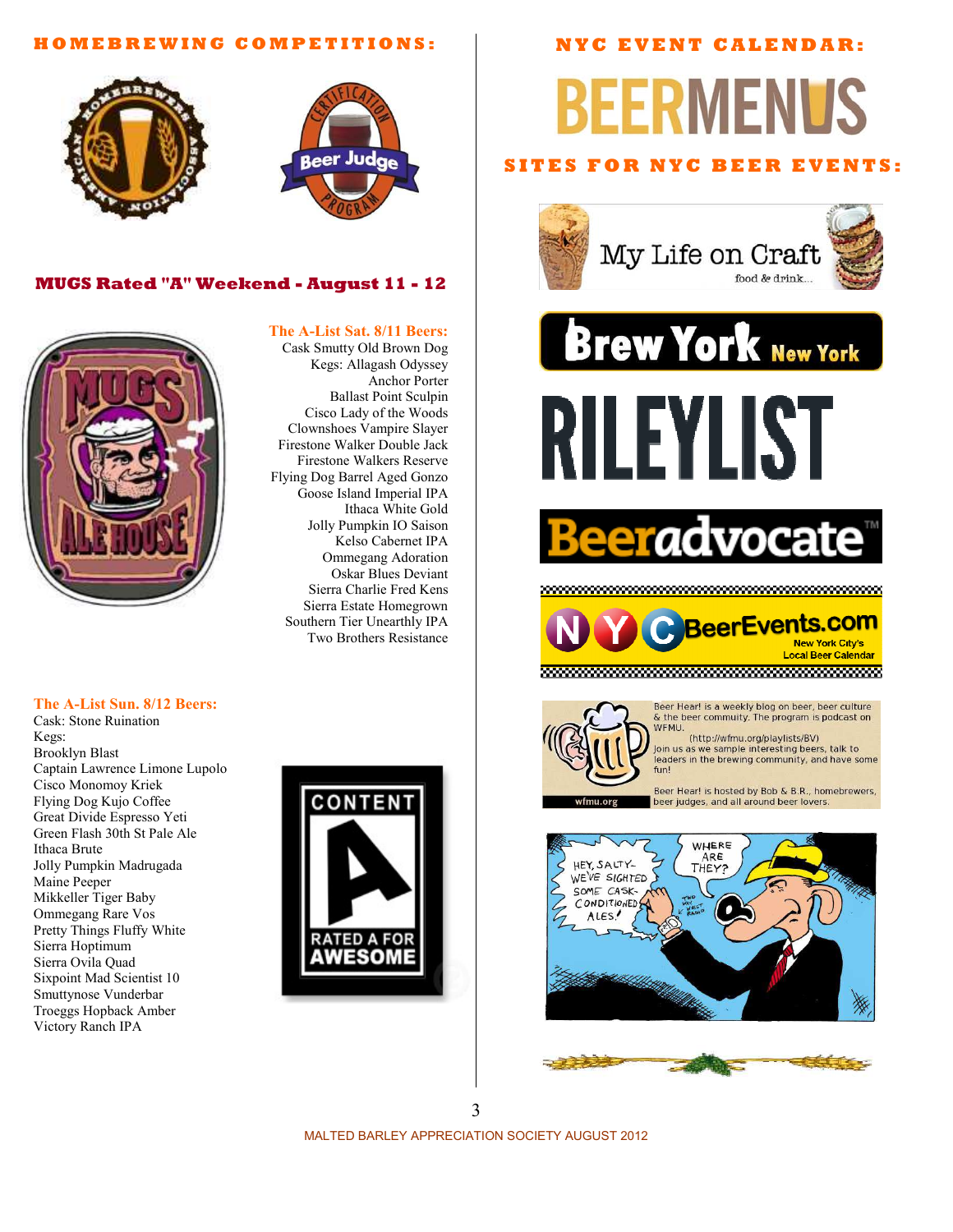## HOMEBREWING COMPETITIONS:

## MUGS Rated "A" Weekend - August 11 - 12

**The A-List Sat. 8/11 Beers:**

Cask Smutty Old Brown Dog
Kegs: Allagash Odyssey
Anchor Porter
Ballast Point Sculpin
Cisco Lady of the Woods
Clownshoes Vampire Slayer
Firestone Walker Double Jack
Firestone Walkers Reserve
Flying Dog Barrel Aged Gonzo
Goose Island Imperial IPA
Ithaca White Gold
Jolly Pumpkin IO Saison
Kelso Cabernet IPA
Ommegang Adoration
Oskar Blues Deviant
Sierra Charlie Fred Kens
Sierra Estate Homegrown
Southern Tier Unearthly IPA
Two Brothers Resistance

**The A-List Sun. 8/12 Beers:**

Cask: Stone Ruination
Kegs:
Brooklyn Blast
Captain Lawrence Limone Lupolo
Cisco Monomoy Kriek
Flying Dog Kujo Coffee
Great Divide Espresso Yeti
Green Flash 30th St Pale Ale
Ithaca Brute
Jolly Pumpkin Madrugada
Maine Peeper
Mikkeller Tiger Baby
Ommegang Rare Vos
Pretty Things Fluffy White
Sierra Hoptimum
Sierra Ovila Quad
Sixpoint Mad Scientist 10
Smuttynose Vunderbar
Troeggs Hopback Amber
Victory Ranch IPA

## NYC EVENT CALENDAR:

BEERMENUS

## SITES FOR NYC BEER EVENTS:

My Life on Craft food & drink...

Brew York New York

RILEYLIST

Beeradvocate

NYCBeerEvents.com New York City's Local Beer Calendar

Beer Hear! is a weekly blog on beer, beer culture & the beer community. The program is podcast on WFMU.
(http://wfmu.org/playlists/BV)
Join us as we sample interesting beers, talk to leaders in the brewing community, and have some fun!

Beer Hear! is hosted by Bob & B.R., homebrewers, beer judges, and all around beer lovers.

wfmu.org

MALTED BARLEY APPRECIATION SOCIETY AUGUST 2012